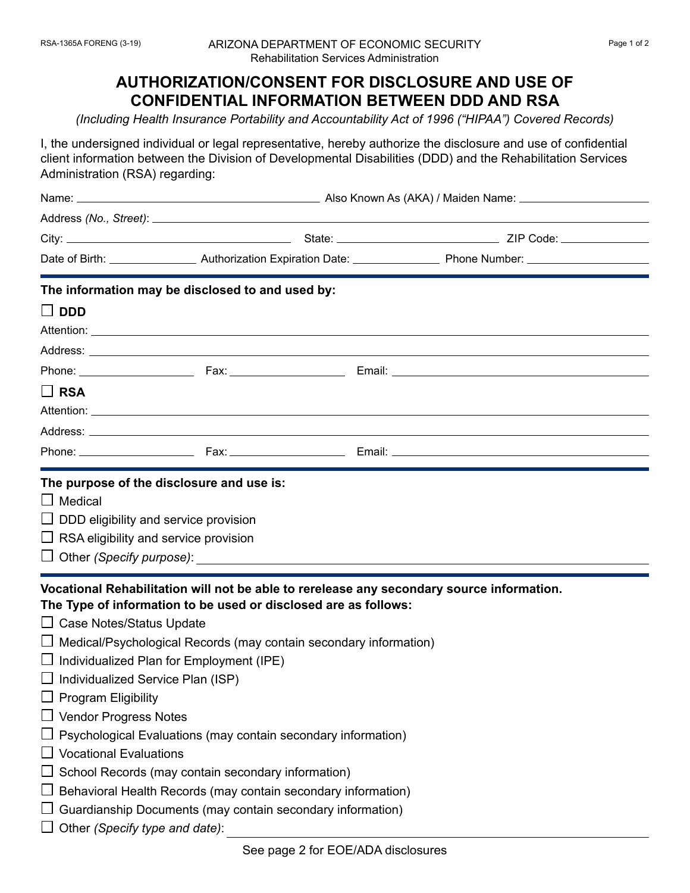RSA-1365A FORENG (3-19)

ARIZONA DEPARTMENT OF ECONOMIC SECURITY
Rehabilitation Services Administration

# AUTHORIZATION/CONSENT FOR DISCLOSURE AND USE OF CONFIDENTIAL INFORMATION BETWEEN DDD AND RSA

*(Including Health Insurance Portability and Accountability Act of 1996 ("HIPAA") Covered Records)*

I, the undersigned individual or legal representative, hereby authorize the disclosure and use of confidential client information between the Division of Developmental Disabilities (DDD) and the Rehabilitation Services Administration (RSA) regarding:

Name: ______________________ Also Known As (AKA) / Maiden Name: ______________________

Address *(No., Street)*: ______________________

City: ______________________ State: ______________________ ZIP Code: ______________________

Date of Birth: ______________ Authorization Expiration Date: ______________ Phone Number: ______________

**The information may be disclosed to and used by:**

☐ **DDD**

Attention: ______________________

Address: ______________________

Phone: ______________ Fax: ______________ Email: ______________________

☐ **RSA**

Attention: ______________________

Address: ______________________

Phone: ______________ Fax: ______________ Email: ______________________

**The purpose of the disclosure and use is:**

☐ Medical
☐ DDD eligibility and service provision
☐ RSA eligibility and service provision
☐ Other *(Specify purpose)*: ______________________

**Vocational Rehabilitation will not be able to rerelease any secondary source information.**
**The Type of information to be used or disclosed are as follows:**

☐ Case Notes/Status Update
☐ Medical/Psychological Records (may contain secondary information)
☐ Individualized Plan for Employment (IPE)
☐ Individualized Service Plan (ISP)
☐ Program Eligibility
☐ Vendor Progress Notes
☐ Psychological Evaluations (may contain secondary information)
☐ Vocational Evaluations
☐ School Records (may contain secondary information)
☐ Behavioral Health Records (may contain secondary information)
☐ Guardianship Documents (may contain secondary information)
☐ Other *(Specify type and date)*: ______________________

See page 2 for EOE/ADA disclosures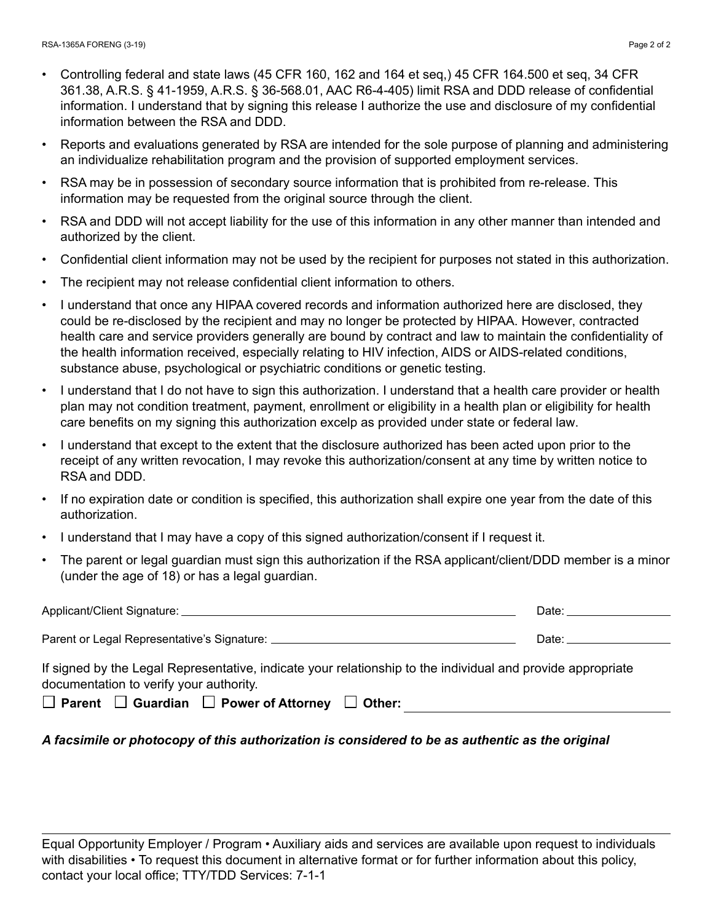- Controlling federal and state laws (45 CFR 160, 162 and 164 et seq,) 45 CFR 164.500 et seq, 34 CFR 361.38, A.R.S. § 41-1959, A.R.S. § 36-568.01, AAC R6-4-405) limit RSA and DDD release of confidential information. I understand that by signing this release I authorize the use and disclosure of my confidential information between the RSA and DDD.
- Reports and evaluations generated by RSA are intended for the sole purpose of planning and administering an individualize rehabilitation program and the provision of supported employment services.
- RSA may be in possession of secondary source information that is prohibited from re-release. This information may be requested from the original source through the client.
- RSA and DDD will not accept liability for the use of this information in any other manner than intended and authorized by the client.
- Confidential client information may not be used by the recipient for purposes not stated in this authorization.
- The recipient may not release confidential client information to others.
- I understand that once any HIPAA covered records and information authorized here are disclosed, they could be re-disclosed by the recipient and may no longer be protected by HIPAA. However, contracted health care and service providers generally are bound by contract and law to maintain the confidentiality of the health information received, especially relating to HIV infection, AIDS or AIDS-related conditions, substance abuse, psychological or psychiatric conditions or genetic testing.
- I understand that I do not have to sign this authorization. I understand that a health care provider or health plan may not condition treatment, payment, enrollment or eligibility in a health plan or eligibility for health care benefits on my signing this authorization excelp as provided under state or federal law.
- I understand that except to the extent that the disclosure authorized has been acted upon prior to the receipt of any written revocation, I may revoke this authorization/consent at any time by written notice to RSA and DDD.
- If no expiration date or condition is specified, this authorization shall expire one year from the date of this authorization.
- I understand that I may have a copy of this signed authorization/consent if I request it.
- The parent or legal guardian must sign this authorization if the RSA applicant/client/DDD member is a minor (under the age of 18) or has a legal guardian.

Applicant/Client Signature: ______________________________ Date: ______________

Parent or Legal Representative's Signature: ______________________________ Date: ______________

If signed by the Legal Representative, indicate your relationship to the individual and provide appropriate documentation to verify your authority.

☐ **Parent** ☐ **Guardian** ☐ **Power of Attorney** ☐ **Other:** ______________________________

***A facsimile or photocopy of this authorization is considered to be as authentic as the original***

Equal Opportunity Employer / Program • Auxiliary aids and services are available upon request to individuals with disabilities • To request this document in alternative format or for further information about this policy, contact your local office; TTY/TDD Services: 7-1-1